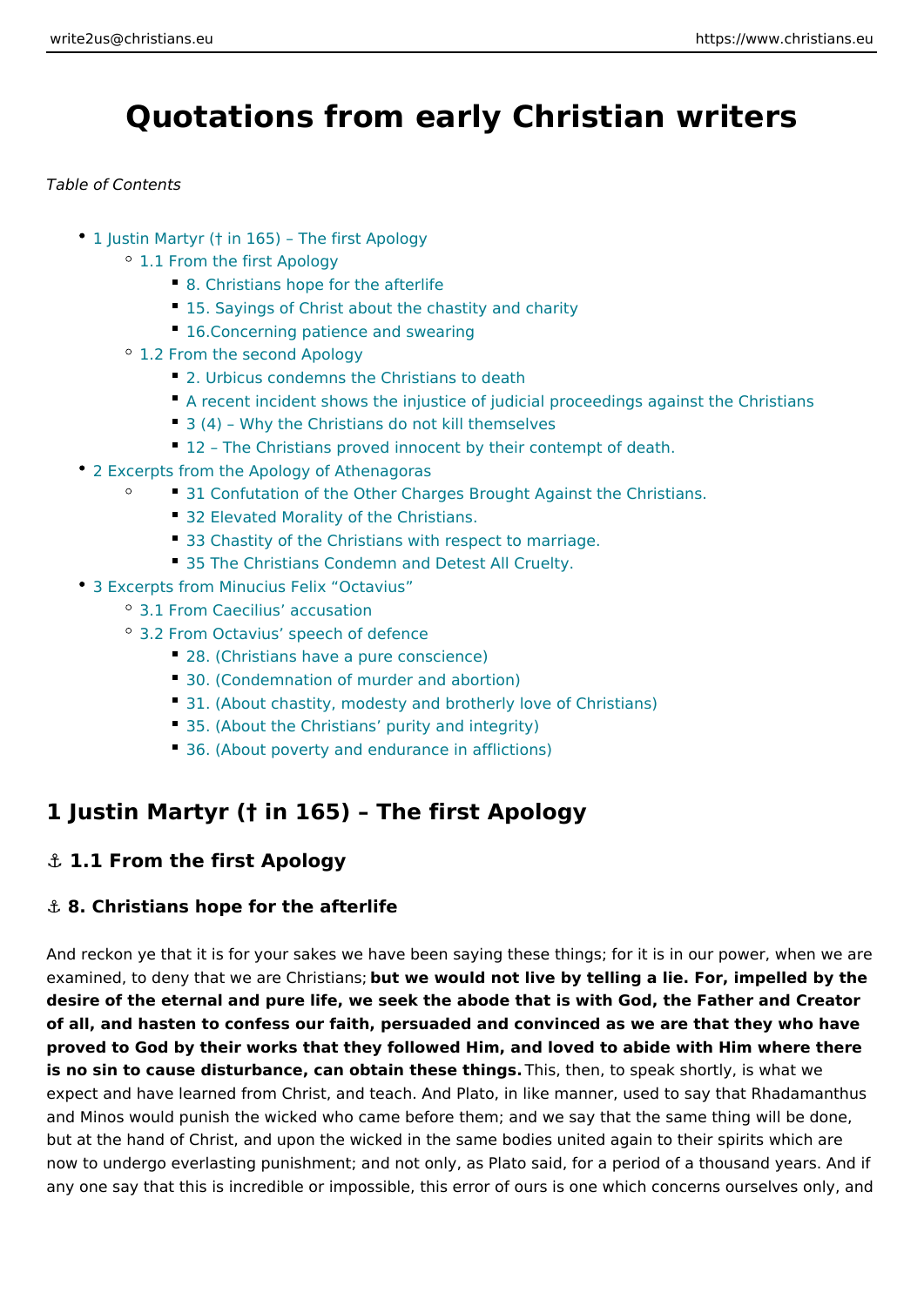# Quotations from early Christian writers

*Table of Contents*

- 1 Justin Martyr († in 165) – The first Apology
  - 1.1 From the first Apology
    - 8. Christians hope for the afterlife
    - 15. Sayings of Christ about the chastity and charity
    - 16.Concerning patience and swearing
  - 1.2 From the second Apology
    - 2. Urbicus condemns the Christians to death
    - A recent incident shows the injustice of judicial proceedings against the Christians
    - 3 (4) – Why the Christians do not kill themselves
    - 12 – The Christians proved innocent by their contempt of death.
- 2 Excerpts from the Apology of Athenagoras
  - 31 Confutation of the Other Charges Brought Against the Christians.
  - 32 Elevated Morality of the Christians.
  - 33 Chastity of the Christians with respect to marriage.
  - 35 The Christians Condemn and Detest All Cruelty.
- 3 Excerpts from Minucius Felix "Octavius"
  - 3.1 From Caecilius' accusation
  - 3.2 From Octavius' speech of defence
    - 28. (Christians have a pure conscience)
    - 30. (Condemnation of murder and abortion)
    - 31. (About chastity, modesty and brotherly love of Christians)
    - 35. (About the Christians' purity and integrity)
    - 36. (About poverty and endurance in afflictions)

## 1 Justin Martyr († in 165) – The first Apology

### ⚓ 1.1 From the first Apology

#### ⚓ 8. Christians hope for the afterlife

And reckon ye that it is for your sakes we have been saying these things; for it is in our power, when we are examined, to deny that we are Christians; **but we would not live by telling a lie. For, impelled by the desire of the eternal and pure life, we seek the abode that is with God, the Father and Creator of all, and hasten to confess our faith, persuaded and convinced as we are that they who have proved to God by their works that they followed Him, and loved to abide with Him where there is no sin to cause disturbance, can obtain these things.** This, then, to speak shortly, is what we expect and have learned from Christ, and teach. And Plato, in like manner, used to say that Rhadamanthus and Minos would punish the wicked who came before them; and we say that the same thing will be done, but at the hand of Christ, and upon the wicked in the same bodies united again to their spirits which are now to undergo everlasting punishment; and not only, as Plato said, for a period of a thousand years. And if any one say that this is incredible or impossible, this error of ours is one which concerns ourselves only, and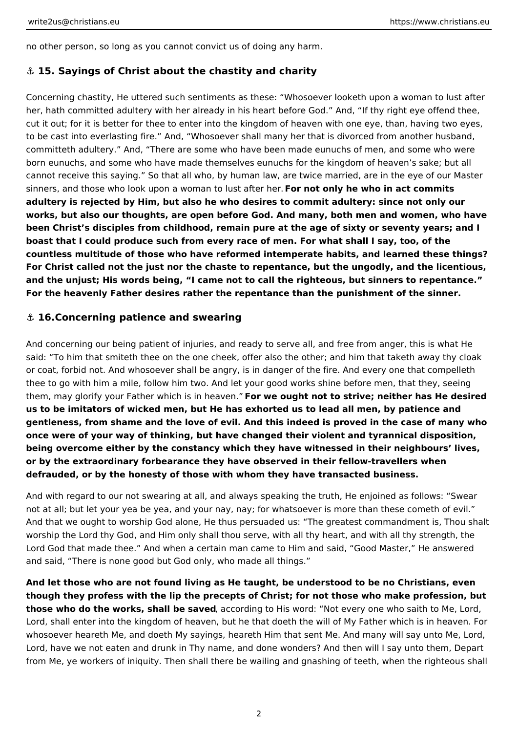no other person, so long as you cannot convict us of doing any harm.

## ⚓ 15. Sayings of Christ about the chastity and charity

Concerning chastity, He uttered such sentiments as these: “Whosoever looketh upon a woman to lust after her, hath committed adultery with her already in his heart before God.” And, “If thy right eye offend thee, cut it out; for it is better for thee to enter into the kingdom of heaven with one eye, than, having two eyes, to be cast into everlasting fire.” And, “Whosoever shall many her that is divorced from another husband, committeth adultery.” And, “There are some who have been made eunuchs of men, and some who were born eunuchs, and some who have made themselves eunuchs for the kingdom of heaven’s sake; but all cannot receive this saying.” So that all who, by human law, are twice married, are in the eye of our Master sinners, and those who look upon a woman to lust after her. **For not only he who in act commits adultery is rejected by Him, but also he who desires to commit adultery: since not only our works, but also our thoughts, are open before God. And many, both men and women, who have been Christ’s disciples from childhood, remain pure at the age of sixty or seventy years; and I boast that I could produce such from every race of men. For what shall I say, too, of the countless multitude of those who have reformed intemperate habits, and learned these things? For Christ called not the just nor the chaste to repentance, but the ungodly, and the licentious, and the unjust; His words being, “I came not to call the righteous, but sinners to repentance.” For the heavenly Father desires rather the repentance than the punishment of the sinner.**

## ⚓ 16.Concerning patience and swearing

And concerning our being patient of injuries, and ready to serve all, and free from anger, this is what He said: “To him that smiteth thee on the one cheek, offer also the other; and him that taketh away thy cloak or coat, forbid not. And whosoever shall be angry, is in danger of the fire. And every one that compelleth thee to go with him a mile, follow him two. And let your good works shine before men, that they, seeing them, may glorify your Father which is in heaven.” **For we ought not to strive; neither has He desired us to be imitators of wicked men, but He has exhorted us to lead all men, by patience and gentleness, from shame and the love of evil. And this indeed is proved in the case of many who once were of your way of thinking, but have changed their violent and tyrannical disposition, being overcome either by the constancy which they have witnessed in their neighbours’ lives, or by the extraordinary forbearance they have observed in their fellow-travellers when defrauded, or by the honesty of those with whom they have transacted business.**

And with regard to our not swearing at all, and always speaking the truth, He enjoined as follows: “Swear not at all; but let your yea be yea, and your nay, nay; for whatsoever is more than these cometh of evil.” And that we ought to worship God alone, He thus persuaded us: “The greatest commandment is, Thou shalt worship the Lord thy God, and Him only shalt thou serve, with all thy heart, and with all thy strength, the Lord God that made thee.” And when a certain man came to Him and said, “Good Master,” He answered and said, “There is none good but God only, who made all things.”

**And let those who are not found living as He taught, be understood to be no Christians, even though they profess with the lip the precepts of Christ; for not those who make profession, but those who do the works, shall be saved**, according to His word: “Not every one who saith to Me, Lord, Lord, shall enter into the kingdom of heaven, but he that doeth the will of My Father which is in heaven. For whosoever heareth Me, and doeth My sayings, heareth Him that sent Me. And many will say unto Me, Lord, Lord, have we not eaten and drunk in Thy name, and done wonders? And then will I say unto them, Depart from Me, ye workers of iniquity. Then shall there be wailing and gnashing of teeth, when the righteous shall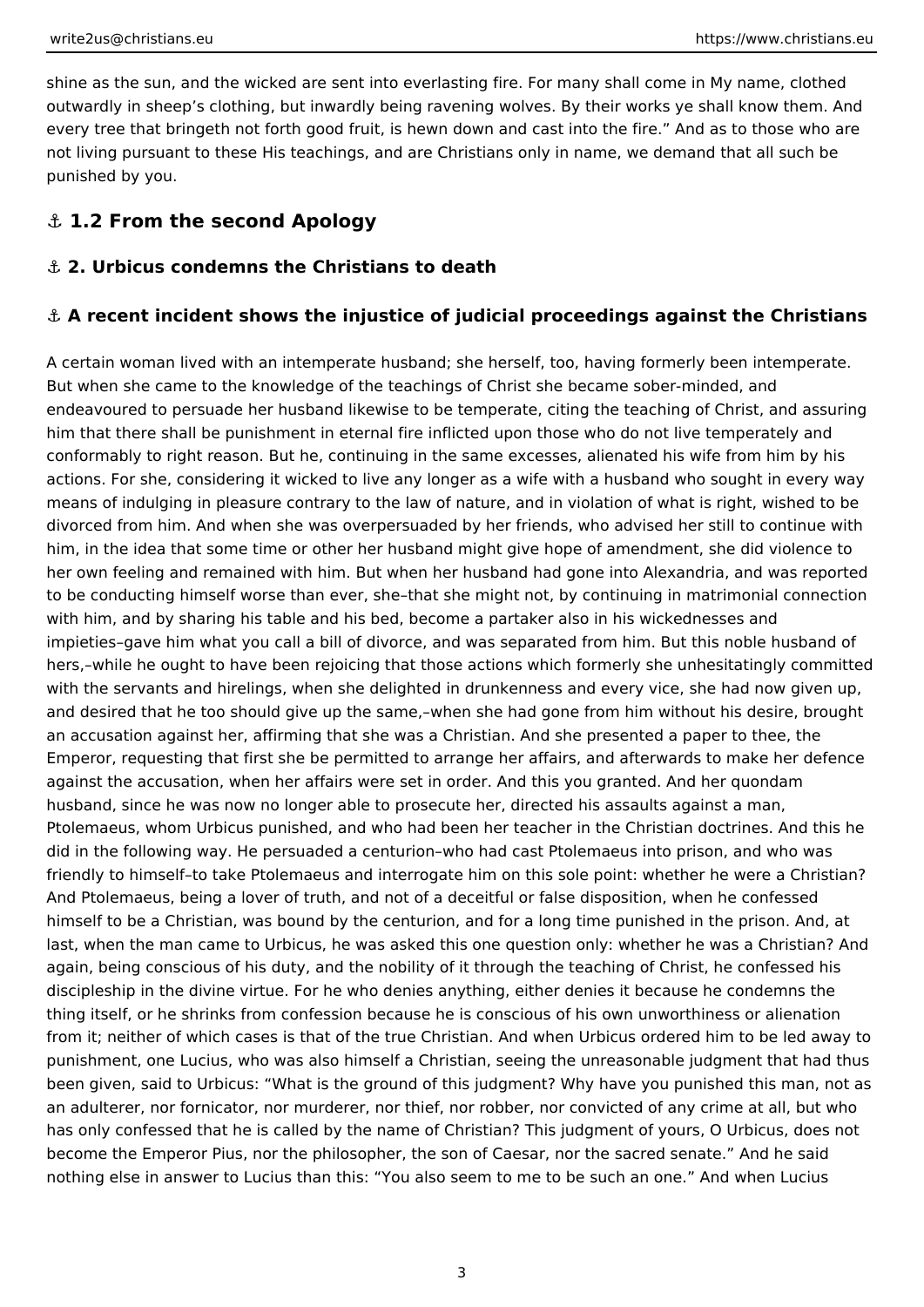shine as the sun, and the wicked are sent into everlasting fire. For many shall come in My name, clothed outwardly in sheep's clothing, but inwardly being ravening wolves. By their works ye shall know them. And every tree that bringeth not forth good fruit, is hewn down and cast into the fire." And as to those who are not living pursuant to these His teachings, and are Christians only in name, we demand that all such be punished by you.

## ⚓ 1.2 From the second Apology

### ⚓ 2. Urbicus condemns the Christians to death

### ⚓ A recent incident shows the injustice of judicial proceedings against the Christians

A certain woman lived with an intemperate husband; she herself, too, having formerly been intemperate. But when she came to the knowledge of the teachings of Christ she became sober-minded, and endeavoured to persuade her husband likewise to be temperate, citing the teaching of Christ, and assuring him that there shall be punishment in eternal fire inflicted upon those who do not live temperately and conformably to right reason. But he, continuing in the same excesses, alienated his wife from him by his actions. For she, considering it wicked to live any longer as a wife with a husband who sought in every way means of indulging in pleasure contrary to the law of nature, and in violation of what is right, wished to be divorced from him. And when she was overpersuaded by her friends, who advised her still to continue with him, in the idea that some time or other her husband might give hope of amendment, she did violence to her own feeling and remained with him. But when her husband had gone into Alexandria, and was reported to be conducting himself worse than ever, she–that she might not, by continuing in matrimonial connection with him, and by sharing his table and his bed, become a partaker also in his wickednesses and impieties–gave him what you call a bill of divorce, and was separated from him. But this noble husband of hers,–while he ought to have been rejoicing that those actions which formerly she unhesitatingly committed with the servants and hirelings, when she delighted in drunkenness and every vice, she had now given up, and desired that he too should give up the same,–when she had gone from him without his desire, brought an accusation against her, affirming that she was a Christian. And she presented a paper to thee, the Emperor, requesting that first she be permitted to arrange her affairs, and afterwards to make her defence against the accusation, when her affairs were set in order. And this you granted. And her quondam husband, since he was now no longer able to prosecute her, directed his assaults against a man, Ptolemaeus, whom Urbicus punished, and who had been her teacher in the Christian doctrines. And this he did in the following way. He persuaded a centurion–who had cast Ptolemaeus into prison, and who was friendly to himself–to take Ptolemaeus and interrogate him on this sole point: whether he were a Christian? And Ptolemaeus, being a lover of truth, and not of a deceitful or false disposition, when he confessed himself to be a Christian, was bound by the centurion, and for a long time punished in the prison. And, at last, when the man came to Urbicus, he was asked this one question only: whether he was a Christian? And again, being conscious of his duty, and the nobility of it through the teaching of Christ, he confessed his discipleship in the divine virtue. For he who denies anything, either denies it because he condemns the thing itself, or he shrinks from confession because he is conscious of his own unworthiness or alienation from it; neither of which cases is that of the true Christian. And when Urbicus ordered him to be led away to punishment, one Lucius, who was also himself a Christian, seeing the unreasonable judgment that had thus been given, said to Urbicus: "What is the ground of this judgment? Why have you punished this man, not as an adulterer, nor fornicator, nor murderer, nor thief, nor robber, nor convicted of any crime at all, but who has only confessed that he is called by the name of Christian? This judgment of yours, O Urbicus, does not become the Emperor Pius, nor the philosopher, the son of Caesar, nor the sacred senate." And he said nothing else in answer to Lucius than this: "You also seem to me to be such an one." And when Lucius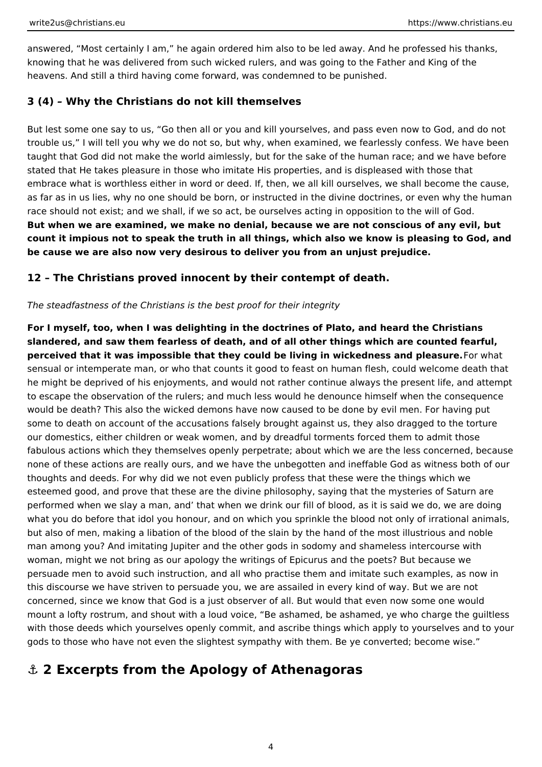answered, “Most certainly I am,” he again ordered him also to be led away. And he professed his thanks, knowing that he was delivered from such wicked rulers, and was going to the Father and King of the heavens. And still a third having come forward, was condemned to be punished.

### 3 (4) – Why the Christians do not kill themselves

But lest some one say to us, “Go then all or you and kill yourselves, and pass even now to God, and do not trouble us,” I will tell you why we do not so, but why, when examined, we fearlessly confess. We have been taught that God did not make the world aimlessly, but for the sake of the human race; and we have before stated that He takes pleasure in those who imitate His properties, and is displeased with those that embrace what is worthless either in word or deed. If, then, we all kill ourselves, we shall become the cause, as far as in us lies, why no one should be born, or instructed in the divine doctrines, or even why the human race should not exist; and we shall, if we so act, be ourselves acting in opposition to the will of God. **But when we are examined, we make no denial, because we are not conscious of any evil, but count it impious not to speak the truth in all things, which also we know is pleasing to God, and be cause we are also now very desirous to deliver you from an unjust prejudice.**

### 12 – The Christians proved innocent by their contempt of death.

*The steadfastness of the Christians is the best proof for their integrity*

**For I myself, too, when I was delighting in the doctrines of Plato, and heard the Christians slandered, and saw them fearless of death, and of all other things which are counted fearful, perceived that it was impossible that they could be living in wickedness and pleasure.** For what sensual or intemperate man, or who that counts it good to feast on human flesh, could welcome death that he might be deprived of his enjoyments, and would not rather continue always the present life, and attempt to escape the observation of the rulers; and much less would he denounce himself when the consequence would be death? This also the wicked demons have now caused to be done by evil men. For having put some to death on account of the accusations falsely brought against us, they also dragged to the torture our domestics, either children or weak women, and by dreadful torments forced them to admit those fabulous actions which they themselves openly perpetrate; about which we are the less concerned, because none of these actions are really ours, and we have the unbegotten and ineffable God as witness both of our thoughts and deeds. For why did we not even publicly profess that these were the things which we esteemed good, and prove that these are the divine philosophy, saying that the mysteries of Saturn are performed when we slay a man, and’ that when we drink our fill of blood, as it is said we do, we are doing what you do before that idol you honour, and on which you sprinkle the blood not only of irrational animals, but also of men, making a libation of the blood of the slain by the hand of the most illustrious and noble man among you? And imitating Jupiter and the other gods in sodomy and shameless intercourse with woman, might we not bring as our apology the writings of Epicurus and the poets? But because we persuade men to avoid such instruction, and all who practise them and imitate such examples, as now in this discourse we have striven to persuade you, we are assailed in every kind of way. But we are not concerned, since we know that God is a just observer of all. But would that even now some one would mount a lofty rostrum, and shout with a loud voice, “Be ashamed, be ashamed, ye who charge the guiltless with those deeds which yourselves openly commit, and ascribe things which apply to yourselves and to your gods to those who have not even the slightest sympathy with them. Be ye converted; become wise.”

## ⚓ 2 Excerpts from the Apology of Athenagoras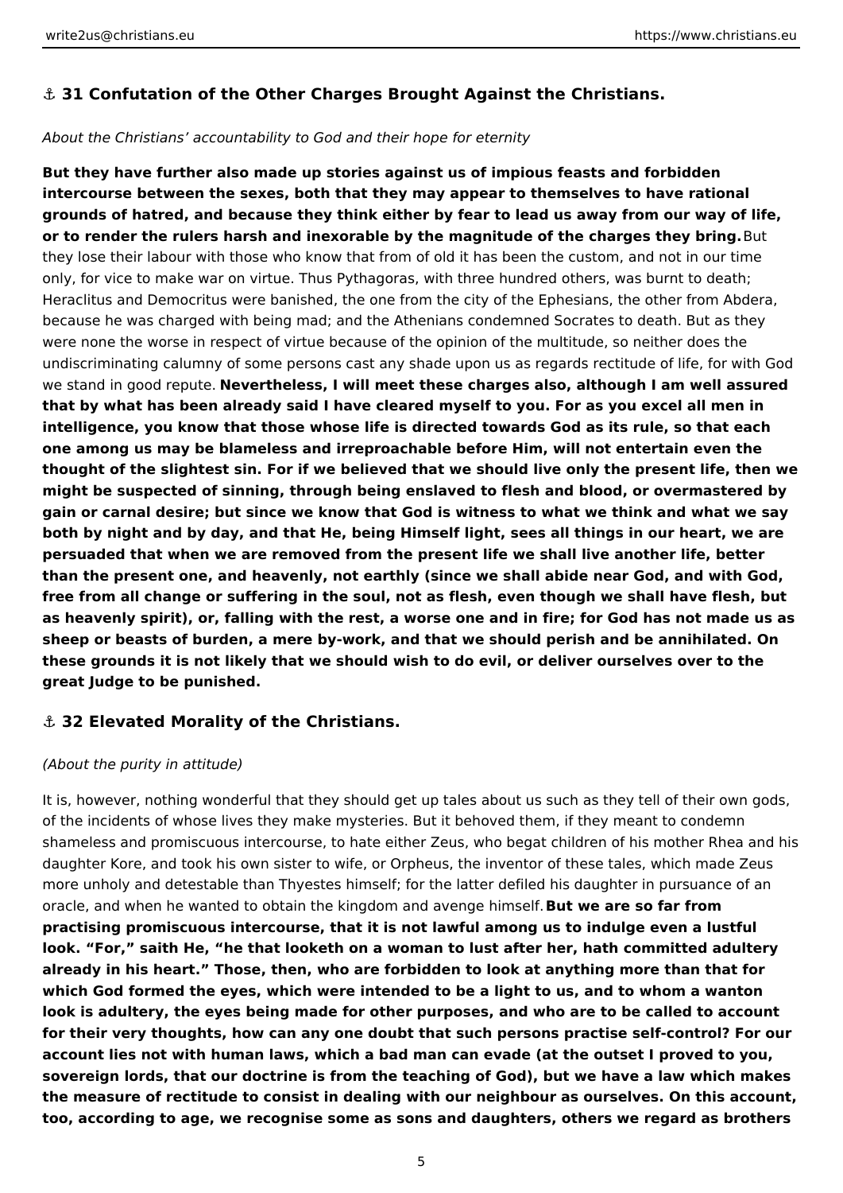## ⚓ 31 Confutation of the Other Charges Brought Against the Christians.

*About the Christians' accountability to God and their hope for eternity*

**But they have further also made up stories against us of impious feasts and forbidden intercourse between the sexes, both that they may appear to themselves to have rational grounds of hatred, and because they think either by fear to lead us away from our way of life, or to render the rulers harsh and inexorable by the magnitude of the charges they bring.** But they lose their labour with those who know that from of old it has been the custom, and not in our time only, for vice to make war on virtue. Thus Pythagoras, with three hundred others, was burnt to death; Heraclitus and Democritus were banished, the one from the city of the Ephesians, the other from Abdera, because he was charged with being mad; and the Athenians condemned Socrates to death. But as they were none the worse in respect of virtue because of the opinion of the multitude, so neither does the undiscriminating calumny of some persons cast any shade upon us as regards rectitude of life, for with God we stand in good repute. **Nevertheless, I will meet these charges also, although I am well assured that by what has been already said I have cleared myself to you. For as you excel all men in intelligence, you know that those whose life is directed towards God as its rule, so that each one among us may be blameless and irreproachable before Him, will not entertain even the thought of the slightest sin. For if we believed that we should live only the present life, then we might be suspected of sinning, through being enslaved to flesh and blood, or overmastered by gain or carnal desire; but since we know that God is witness to what we think and what we say both by night and by day, and that He, being Himself light, sees all things in our heart, we are persuaded that when we are removed from the present life we shall live another life, better than the present one, and heavenly, not earthly (since we shall abide near God, and with God, free from all change or suffering in the soul, not as flesh, even though we shall have flesh, but as heavenly spirit), or, falling with the rest, a worse one and in fire; for God has not made us as sheep or beasts of burden, a mere by-work, and that we should perish and be annihilated. On these grounds it is not likely that we should wish to do evil, or deliver ourselves over to the great Judge to be punished.**

## ⚓ 32 Elevated Morality of the Christians.

*(About the purity in attitude)*

It is, however, nothing wonderful that they should get up tales about us such as they tell of their own gods, of the incidents of whose lives they make mysteries. But it behoved them, if they meant to condemn shameless and promiscuous intercourse, to hate either Zeus, who begat children of his mother Rhea and his daughter Kore, and took his own sister to wife, or Orpheus, the inventor of these tales, which made Zeus more unholy and detestable than Thyestes himself; for the latter defiled his daughter in pursuance of an oracle, and when he wanted to obtain the kingdom and avenge himself. **But we are so far from practising promiscuous intercourse, that it is not lawful among us to indulge even a lustful look. "For," saith He, "he that looketh on a woman to lust after her, hath committed adultery already in his heart." Those, then, who are forbidden to look at anything more than that for which God formed the eyes, which were intended to be a light to us, and to whom a wanton look is adultery, the eyes being made for other purposes, and who are to be called to account for their very thoughts, how can any one doubt that such persons practise self-control? For our account lies not with human laws, which a bad man can evade (at the outset I proved to you, sovereign lords, that our doctrine is from the teaching of God), but we have a law which makes the measure of rectitude to consist in dealing with our neighbour as ourselves. On this account, too, according to age, we recognise some as sons and daughters, others we regard as brothers**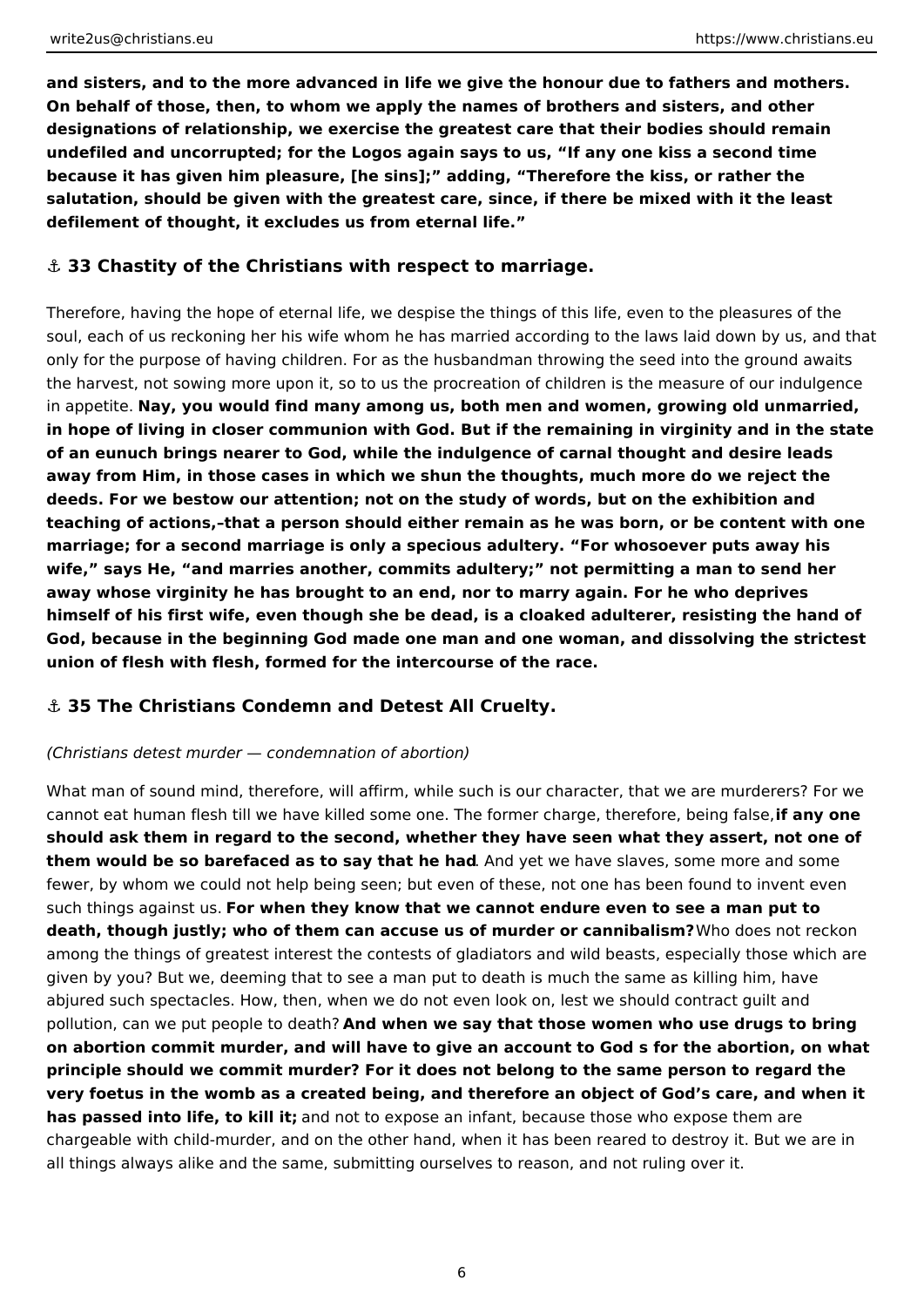**and sisters, and to the more advanced in life we give the honour due to fathers and mothers. On behalf of those, then, to whom we apply the names of brothers and sisters, and other designations of relationship, we exercise the greatest care that their bodies should remain undefiled and uncorrupted; for the Logos again says to us, "If any one kiss a second time because it has given him pleasure, [he sins];" adding, "Therefore the kiss, or rather the salutation, should be given with the greatest care, since, if there be mixed with it the least defilement of thought, it excludes us from eternal life."**

## ⚓ 33 Chastity of the Christians with respect to marriage.

Therefore, having the hope of eternal life, we despise the things of this life, even to the pleasures of the soul, each of us reckoning her his wife whom he has married according to the laws laid down by us, and that only for the purpose of having children. For as the husbandman throwing the seed into the ground awaits the harvest, not sowing more upon it, so to us the procreation of children is the measure of our indulgence in appetite. **Nay, you would find many among us, both men and women, growing old unmarried, in hope of living in closer communion with God. But if the remaining in virginity and in the state of an eunuch brings nearer to God, while the indulgence of carnal thought and desire leads away from Him, in those cases in which we shun the thoughts, much more do we reject the deeds. For we bestow our attention; not on the study of words, but on the exhibition and teaching of actions,–that a person should either remain as he was born, or be content with one marriage; for a second marriage is only a specious adultery. "For whosoever puts away his wife," says He, "and marries another, commits adultery;" not permitting a man to send her away whose virginity he has brought to an end, nor to marry again. For he who deprives himself of his first wife, even though she be dead, is a cloaked adulterer, resisting the hand of God, because in the beginning God made one man and one woman, and dissolving the strictest union of flesh with flesh, formed for the intercourse of the race.**

## ⚓ 35 The Christians Condemn and Detest All Cruelty.

*(Christians detest murder — condemnation of abortion)*

What man of sound mind, therefore, will affirm, while such is our character, that we are murderers? For we cannot eat human flesh till we have killed some one. The former charge, therefore, being false, **if any one should ask them in regard to the second, whether they have seen what they assert, not one of them would be so barefaced as to say that he had**. And yet we have slaves, some more and some fewer, by whom we could not help being seen; but even of these, not one has been found to invent even such things against us. **For when they know that we cannot endure even to see a man put to death, though justly; who of them can accuse us of murder or cannibalism?** Who does not reckon among the things of greatest interest the contests of gladiators and wild beasts, especially those which are given by you? But we, deeming that to see a man put to death is much the same as killing him, have abjured such spectacles. How, then, when we do not even look on, lest we should contract guilt and pollution, can we put people to death? **And when we say that those women who use drugs to bring on abortion commit murder, and will have to give an account to God s for the abortion, on what principle should we commit murder? For it does not belong to the same person to regard the very foetus in the womb as a created being, and therefore an object of God's care, and when it has passed into life, to kill it;** and not to expose an infant, because those who expose them are chargeable with child-murder, and on the other hand, when it has been reared to destroy it. But we are in all things always alike and the same, submitting ourselves to reason, and not ruling over it.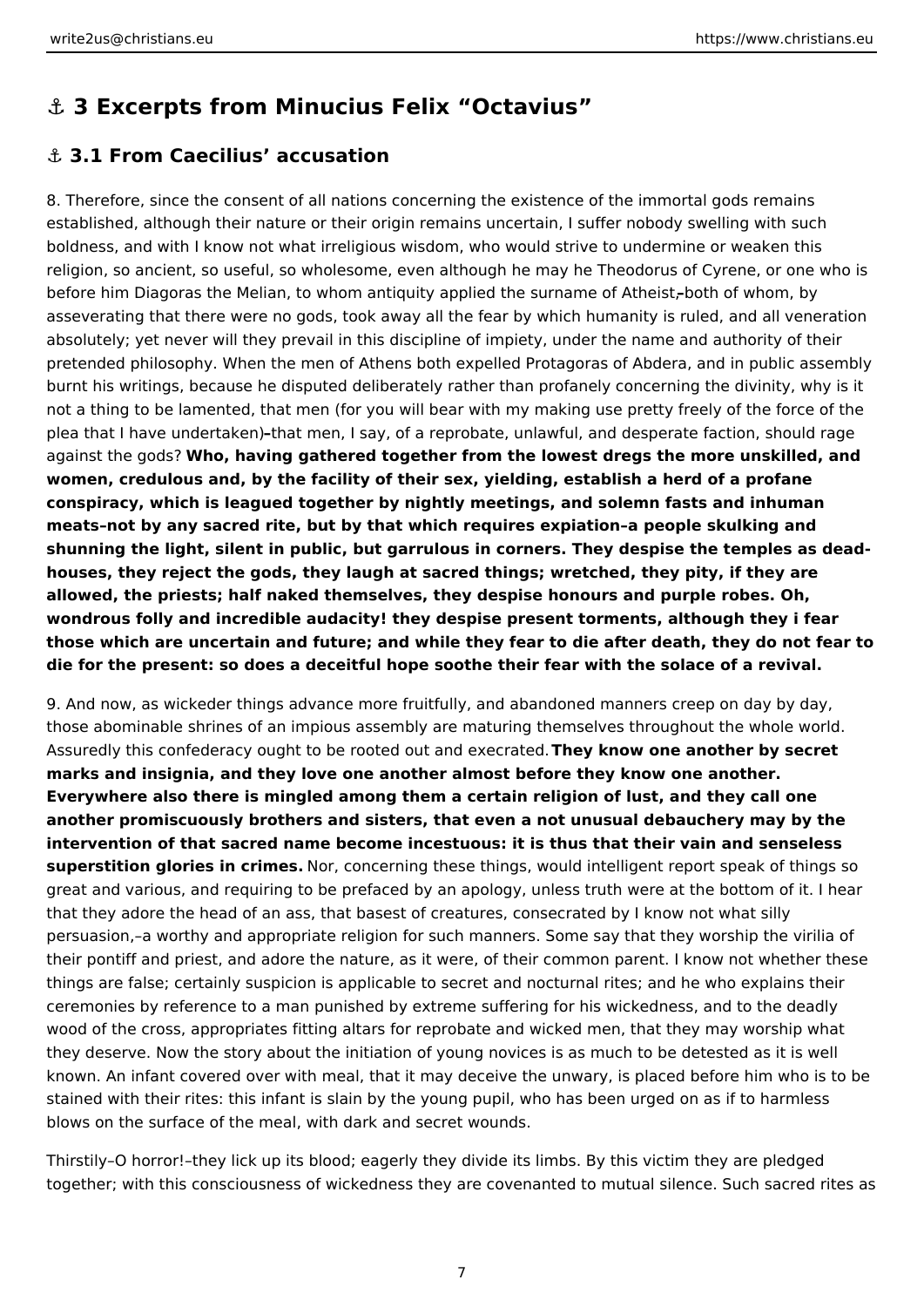# ⚓ 3 Excerpts from Minucius Felix "Octavius"

## ⚓ 3.1 From Caecilius' accusation

8. Therefore, since the consent of all nations concerning the existence of the immortal gods remains established, although their nature or their origin remains uncertain, I suffer nobody swelling with such boldness, and with I know not what irreligious wisdom, who would strive to undermine or weaken this religion, so ancient, so useful, so wholesome, even although he may he Theodorus of Cyrene, or one who is before him Diagoras the Melian, to whom antiquity applied the surname of Atheist,–both of whom, by asseverating that there were no gods, took away all the fear by which humanity is ruled, and all veneration absolutely; yet never will they prevail in this discipline of impiety, under the name and authority of their pretended philosophy. When the men of Athens both expelled Protagoras of Abdera, and in public assembly burnt his writings, because he disputed deliberately rather than profanely concerning the divinity, why is it not a thing to be lamented, that men (for you will bear with my making use pretty freely of the force of the plea that I have undertaken)–that men, I say, of a reprobate, unlawful, and desperate faction, should rage against the gods? **Who, having gathered together from the lowest dregs the more unskilled, and women, credulous and, by the facility of their sex, yielding, establish a herd of a profane conspiracy, which is leagued together by nightly meetings, and solemn fasts and inhuman meats–not by any sacred rite, but by that which requires expiation–a people skulking and shunning the light, silent in public, but garrulous in corners. They despise the temples as dead-houses, they reject the gods, they laugh at sacred things; wretched, they pity, if they are allowed, the priests; half naked themselves, they despise honours and purple robes. Oh, wondrous folly and incredible audacity! they despise present torments, although they i fear those which are uncertain and future; and while they fear to die after death, they do not fear to die for the present: so does a deceitful hope soothe their fear with the solace of a revival.**

9. And now, as wickeder things advance more fruitfully, and abandoned manners creep on day by day, those abominable shrines of an impious assembly are maturing themselves throughout the whole world. Assuredly this confederacy ought to be rooted out and execrated. **They know one another by secret marks and insignia, and they love one another almost before they know one another. Everywhere also there is mingled among them a certain religion of lust, and they call one another promiscuously brothers and sisters, that even a not unusual debauchery may by the intervention of that sacred name become incestuous: it is thus that their vain and senseless superstition glories in crimes.** Nor, concerning these things, would intelligent report speak of things so great and various, and requiring to be prefaced by an apology, unless truth were at the bottom of it. I hear that they adore the head of an ass, that basest of creatures, consecrated by I know not what silly persuasion,–a worthy and appropriate religion for such manners. Some say that they worship the virilia of their pontiff and priest, and adore the nature, as it were, of their common parent. I know not whether these things are false; certainly suspicion is applicable to secret and nocturnal rites; and he who explains their ceremonies by reference to a man punished by extreme suffering for his wickedness, and to the deadly wood of the cross, appropriates fitting altars for reprobate and wicked men, that they may worship what they deserve. Now the story about the initiation of young novices is as much to be detested as it is well known. An infant covered over with meal, that it may deceive the unwary, is placed before him who is to be stained with their rites: this infant is slain by the young pupil, who has been urged on as if to harmless blows on the surface of the meal, with dark and secret wounds.

Thirstily–O horror!–they lick up its blood; eagerly they divide its limbs. By this victim they are pledged together; with this consciousness of wickedness they are covenanted to mutual silence. Such sacred rites as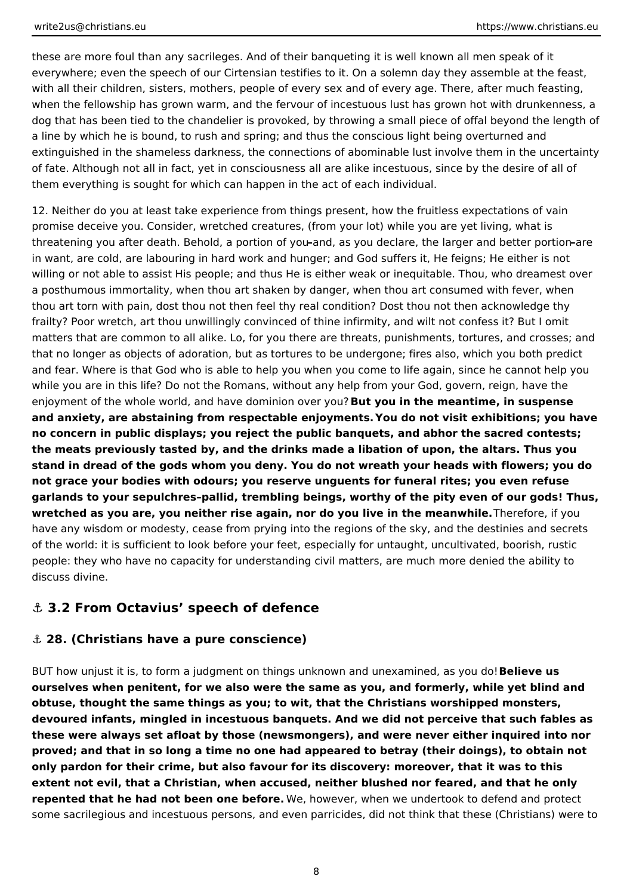these are more foul than any sacrileges. And of their banqueting it is well known all men speak of it everywhere; even the speech of our Cirtensian testifies to it. On a solemn day they assemble at the feast, with all their children, sisters, mothers, people of every sex and of every age. There, after much feasting, when the fellowship has grown warm, and the fervour of incestuous lust has grown hot with drunkenness, a dog that has been tied to the chandelier is provoked, by throwing a small piece of offal beyond the length of a line by which he is bound, to rush and spring; and thus the conscious light being overturned and extinguished in the shameless darkness, the connections of abominable lust involve them in the uncertainty of fate. Although not all in fact, yet in consciousness all are alike incestuous, since by the desire of all of them everything is sought for which can happen in the act of each individual.

12. Neither do you at least take experience from things present, how the fruitless expectations of vain promise deceive you. Consider, wretched creatures, (from your lot) while you are yet living, what is threatening you after death. Behold, a portion of you–and, as you declare, the larger and better portion–are in want, are cold, are labouring in hard work and hunger; and God suffers it, He feigns; He either is not willing or not able to assist His people; and thus He is either weak or inequitable. Thou, who dreamest over a posthumous immortality, when thou art shaken by danger, when thou art consumed with fever, when thou art torn with pain, dost thou not then feel thy real condition? Dost thou not then acknowledge thy frailty? Poor wretch, art thou unwillingly convinced of thine infirmity, and wilt not confess it? But I omit matters that are common to all alike. Lo, for you there are threats, punishments, tortures, and crosses; and that no longer as objects of adoration, but as tortures to be undergone; fires also, which you both predict and fear. Where is that God who is able to help you when you come to life again, since he cannot help you while you are in this life? Do not the Romans, without any help from your God, govern, reign, have the enjoyment of the whole world, and have dominion over you? **But you in the meantime, in suspense and anxiety, are abstaining from respectable enjoyments. You do not visit exhibitions; you have no concern in public displays; you reject the public banquets, and abhor the sacred contests; the meats previously tasted by, and the drinks made a libation of upon, the altars. Thus you stand in dread of the gods whom you deny. You do not wreath your heads with flowers; you do not grace your bodies with odours; you reserve unguents for funeral rites; you even refuse garlands to your sepulchres–pallid, trembling beings, worthy of the pity even of our gods! Thus, wretched as you are, you neither rise again, nor do you live in the meanwhile.** Therefore, if you have any wisdom or modesty, cease from prying into the regions of the sky, and the destinies and secrets of the world: it is sufficient to look before your feet, especially for untaught, uncultivated, boorish, rustic people: they who have no capacity for understanding civil matters, are much more denied the ability to discuss divine.

## ⚓ 3.2 From Octavius' speech of defence

### ⚓ 28. (Christians have a pure conscience)

BUT how unjust it is, to form a judgment on things unknown and unexamined, as you do! **Believe us ourselves when penitent, for we also were the same as you, and formerly, while yet blind and obtuse, thought the same things as you; to wit, that the Christians worshipped monsters, devoured infants, mingled in incestuous banquets. And we did not perceive that such fables as these were always set afloat by those (newsmongers), and were never either inquired into nor proved; and that in so long a time no one had appeared to betray (their doings), to obtain not only pardon for their crime, but also favour for its discovery: moreover, that it was to this extent not evil, that a Christian, when accused, neither blushed nor feared, and that he only repented that he had not been one before.** We, however, when we undertook to defend and protect some sacrilegious and incestuous persons, and even parricides, did not think that these (Christians) were to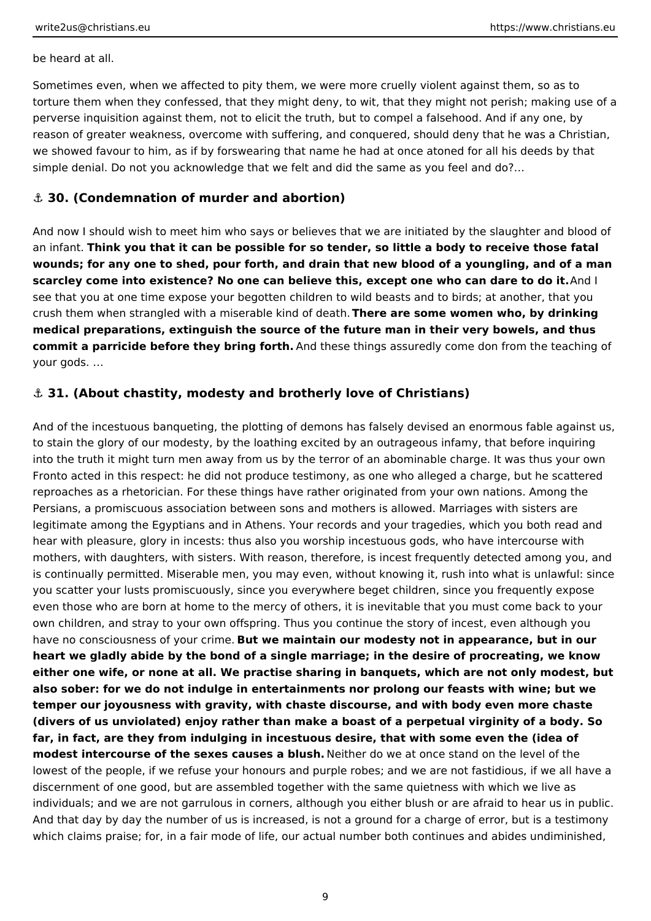be heard at all.

Sometimes even, when we affected to pity them, we were more cruelly violent against them, so as to torture them when they confessed, that they might deny, to wit, that they might not perish; making use of a perverse inquisition against them, not to elicit the truth, but to compel a falsehood. And if any one, by reason of greater weakness, overcome with suffering, and conquered, should deny that he was a Christian, we showed favour to him, as if by forswearing that name he had at once atoned for all his deeds by that simple denial. Do not you acknowledge that we felt and did the same as you feel and do?…

## ⚓ 30. (Condemnation of murder and abortion)

And now I should wish to meet him who says or believes that we are initiated by the slaughter and blood of an infant. **Think you that it can be possible for so tender, so little a body to receive those fatal wounds; for any one to shed, pour forth, and drain that new blood of a youngling, and of a man scarcley come into existence? No one can believe this, except one who can dare to do it.** And I see that you at one time expose your begotten children to wild beasts and to birds; at another, that you crush them when strangled with a miserable kind of death. **There are some women who, by drinking medical preparations, extinguish the source of the future man in their very bowels, and thus commit a parricide before they bring forth.** And these things assuredly come don from the teaching of your gods. …

## ⚓ 31. (About chastity, modesty and brotherly love of Christians)

And of the incestuous banqueting, the plotting of demons has falsely devised an enormous fable against us, to stain the glory of our modesty, by the loathing excited by an outrageous infamy, that before inquiring into the truth it might turn men away from us by the terror of an abominable charge. It was thus your own Fronto acted in this respect: he did not produce testimony, as one who alleged a charge, but he scattered reproaches as a rhetorician. For these things have rather originated from your own nations. Among the Persians, a promiscuous association between sons and mothers is allowed. Marriages with sisters are legitimate among the Egyptians and in Athens. Your records and your tragedies, which you both read and hear with pleasure, glory in incests: thus also you worship incestuous gods, who have intercourse with mothers, with daughters, with sisters. With reason, therefore, is incest frequently detected among you, and is continually permitted. Miserable men, you may even, without knowing it, rush into what is unlawful: since you scatter your lusts promiscuously, since you everywhere beget children, since you frequently expose even those who are born at home to the mercy of others, it is inevitable that you must come back to your own children, and stray to your own offspring. Thus you continue the story of incest, even although you have no consciousness of your crime. **But we maintain our modesty not in appearance, but in our heart we gladly abide by the bond of a single marriage; in the desire of procreating, we know either one wife, or none at all. We practise sharing in banquets, which are not only modest, but also sober: for we do not indulge in entertainments nor prolong our feasts with wine; but we temper our joyousness with gravity, with chaste discourse, and with body even more chaste (divers of us unviolated) enjoy rather than make a boast of a perpetual virginity of a body. So far, in fact, are they from indulging in incestuous desire, that with some even the (idea of modest intercourse of the sexes causes a blush.** Neither do we at once stand on the level of the lowest of the people, if we refuse your honours and purple robes; and we are not fastidious, if we all have a discernment of one good, but are assembled together with the same quietness with which we live as individuals; and we are not garrulous in corners, although you either blush or are afraid to hear us in public. And that day by day the number of us is increased, is not a ground for a charge of error, but is a testimony which claims praise; for, in a fair mode of life, our actual number both continues and abides undiminished,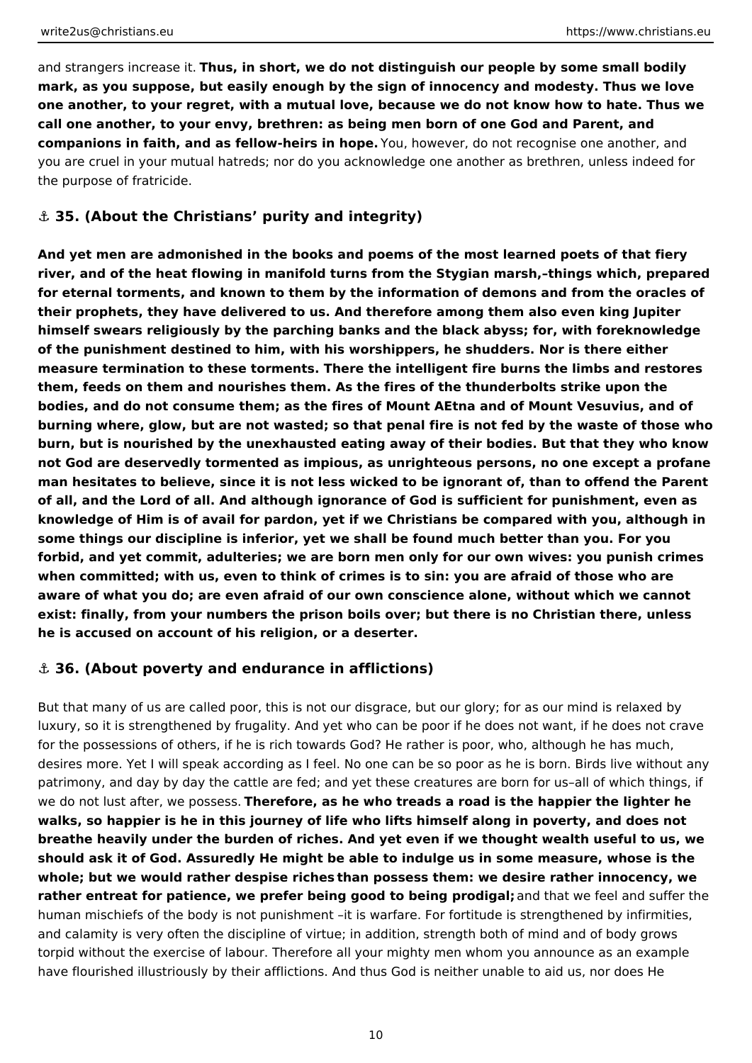and strangers increase it. **Thus, in short, we do not distinguish our people by some small bodily mark, as you suppose, but easily enough by the sign of innocency and modesty. Thus we love one another, to your regret, with a mutual love, because we do not know how to hate. Thus we call one another, to your envy, brethren: as being men born of one God and Parent, and companions in faith, and as fellow-heirs in hope.** You, however, do not recognise one another, and you are cruel in your mutual hatreds; nor do you acknowledge one another as brethren, unless indeed for the purpose of fratricide.

## ⚓ 35. (About the Christians' purity and integrity)

**And yet men are admonished in the books and poems of the most learned poets of that fiery river, and of the heat flowing in manifold turns from the Stygian marsh,–things which, prepared for eternal torments, and known to them by the information of demons and from the oracles of their prophets, they have delivered to us. And therefore among them also even king Jupiter himself swears religiously by the parching banks and the black abyss; for, with foreknowledge of the punishment destined to him, with his worshippers, he shudders. Nor is there either measure termination to these torments. There the intelligent fire burns the limbs and restores them, feeds on them and nourishes them. As the fires of the thunderbolts strike upon the bodies, and do not consume them; as the fires of Mount AEtna and of Mount Vesuvius, and of burning where, glow, but are not wasted; so that penal fire is not fed by the waste of those who burn, but is nourished by the unexhausted eating away of their bodies. But that they who know not God are deservedly tormented as impious, as unrighteous persons, no one except a profane man hesitates to believe, since it is not less wicked to be ignorant of, than to offend the Parent of all, and the Lord of all. And although ignorance of God is sufficient for punishment, even as knowledge of Him is of avail for pardon, yet if we Christians be compared with you, although in some things our discipline is inferior, yet we shall be found much better than you. For you forbid, and yet commit, adulteries; we are born men only for our own wives: you punish crimes when committed; with us, even to think of crimes is to sin: you are afraid of those who are aware of what you do; are even afraid of our own conscience alone, without which we cannot exist: finally, from your numbers the prison boils over; but there is no Christian there, unless he is accused on account of his religion, or a deserter.**

## ⚓ 36. (About poverty and endurance in afflictions)

But that many of us are called poor, this is not our disgrace, but our glory; for as our mind is relaxed by luxury, so it is strengthened by frugality. And yet who can be poor if he does not want, if he does not crave for the possessions of others, if he is rich towards God? He rather is poor, who, although he has much, desires more. Yet I will speak according as I feel. No one can be so poor as he is born. Birds live without any patrimony, and day by day the cattle are fed; and yet these creatures are born for us–all of which things, if we do not lust after, we possess. **Therefore, as he who treads a road is the happier the lighter he walks, so happier is he in this journey of life who lifts himself along in poverty, and does not breathe heavily under the burden of riches. And yet even if we thought wealth useful to us, we should ask it of God. Assuredly He might be able to indulge us in some measure, whose is the whole; but we would rather despise riches than possess them: we desire rather innocency, we rather entreat for patience, we prefer being good to being prodigal;** and that we feel and suffer the human mischiefs of the body is not punishment –it is warfare. For fortitude is strengthened by infirmities, and calamity is very often the discipline of virtue; in addition, strength both of mind and of body grows torpid without the exercise of labour. Therefore all your mighty men whom you announce as an example have flourished illustriously by their afflictions. And thus God is neither unable to aid us, nor does He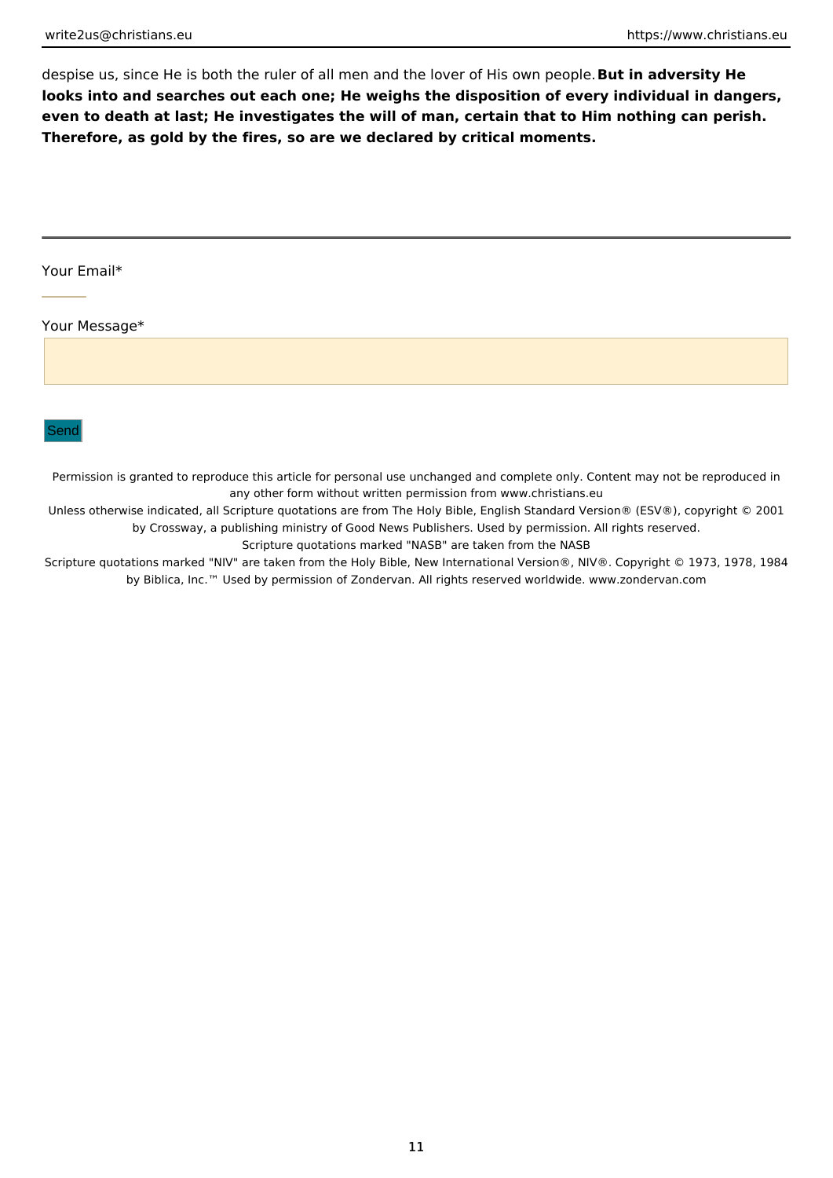despise us, since He is both the ruler of all men and the lover of His own people. **But in adversity He looks into and searches out each one; He weighs the disposition of every individual in dangers, even to death at last; He investigates the will of man, certain that to Him nothing can perish. Therefore, as gold by the fires, so are we declared by critical moments.**

---

Your Email*

Your Message*

Send

Permission is granted to reproduce this article for personal use unchanged and complete only. Content may not be reproduced in any other form without written permission from www.christians.eu

Unless otherwise indicated, all Scripture quotations are from The Holy Bible, English Standard Version® (ESV®), copyright © 2001 by Crossway, a publishing ministry of Good News Publishers. Used by permission. All rights reserved.

Scripture quotations marked "NASB" are taken from the NASB

Scripture quotations marked "NIV" are taken from the Holy Bible, New International Version®, NIV®. Copyright © 1973, 1978, 1984 by Biblica, Inc.™ Used by permission of Zondervan. All rights reserved worldwide. www.zondervan.com